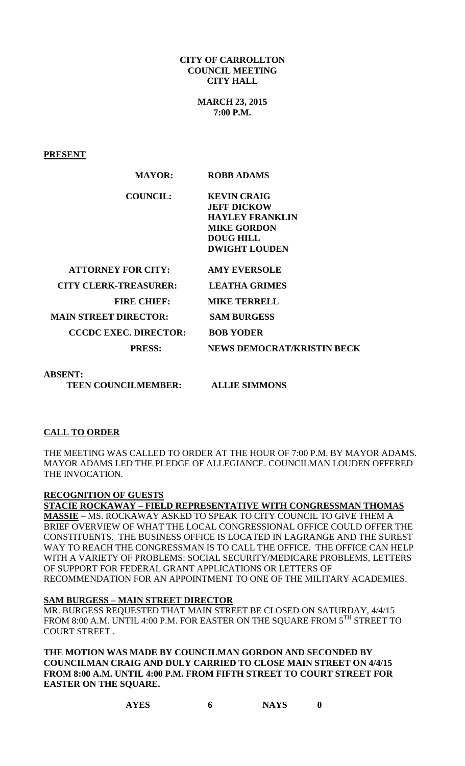**CITY OF CARROLLTON**
**COUNCIL MEETING**
**CITY HALL**

**MARCH 23, 2015**
**7:00 P.M.**

**PRESENT**

| | |
|---|---|
| **MAYOR:** | **ROBB ADAMS** |
| **COUNCIL:** | **KEVIN CRAIG**<br>**JEFF DICKOW**<br>**HAYLEY FRANKLIN**<br>**MIKE GORDON**<br>**DOUG HILL**<br>**DWIGHT LOUDEN** |
| **ATTORNEY FOR CITY:** | **AMY EVERSOLE** |
| **CITY CLERK-TREASURER:** | **LEATHA GRIMES** |
| **FIRE CHIEF:** | **MIKE TERRELL** |
| **MAIN STREET DIRECTOR:** | **SAM BURGESS** |
| **CCCDC EXEC. DIRECTOR:** | **BOB YODER** |
| **PRESS:** | **NEWS DEMOCRAT/KRISTIN BECK** |

**ABSENT:**

| | |
|---|---|
| **TEEN COUNCILMEMBER:** | **ALLIE SIMMONS** |

**CALL TO ORDER**

THE MEETING WAS CALLED TO ORDER AT THE HOUR OF 7:00 P.M. BY MAYOR ADAMS. MAYOR ADAMS LED THE PLEDGE OF ALLEGIANCE. COUNCILMAN LOUDEN OFFERED THE INVOCATION.

**RECOGNITION OF GUESTS**

**STACIE ROCKAWAY – FIELD REPRESENTATIVE WITH CONGRESSMAN THOMAS MASSIE** – MS. ROCKAWAY ASKED TO SPEAK TO CITY COUNCIL TO GIVE THEM A BRIEF OVERVIEW OF WHAT THE LOCAL CONGRESSIONAL OFFICE COULD OFFER THE CONSTITUENTS. THE BUSINESS OFFICE IS LOCATED IN LAGRANGE AND THE SUREST WAY TO REACH THE CONGRESSMAN IS TO CALL THE OFFICE. THE OFFICE CAN HELP WITH A VARIETY OF PROBLEMS: SOCIAL SECURITY/MEDICARE PROBLEMS, LETTERS OF SUPPORT FOR FEDERAL GRANT APPLICATIONS OR LETTERS OF RECOMMENDATION FOR AN APPOINTMENT TO ONE OF THE MILITARY ACADEMIES.

**SAM BURGESS – MAIN STREET DIRECTOR**

MR. BURGESS REQUESTED THAT MAIN STREET BE CLOSED ON SATURDAY, 4/4/15 FROM 8:00 A.M. UNTIL 4:00 P.M. FOR EASTER ON THE SQUARE FROM 5TH STREET TO COURT STREET .

**THE MOTION WAS MADE BY COUNCILMAN GORDON AND SECONDED BY COUNCILMAN CRAIG AND DULY CARRIED TO CLOSE MAIN STREET ON 4/4/15 FROM 8:00 A.M. UNTIL 4:00 P.M. FROM FIFTH STREET TO COURT STREET FOR EASTER ON THE SQUARE.**

**AYES 6 NAYS 0**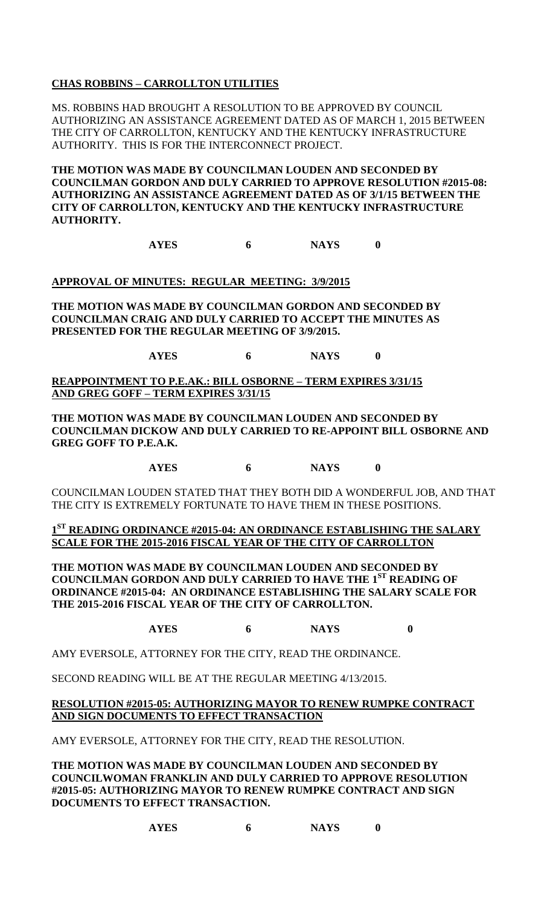**CHAS ROBBINS – CARROLLTON UTILITIES**

MS. ROBBINS HAD BROUGHT A RESOLUTION TO BE APPROVED BY COUNCIL AUTHORIZING AN ASSISTANCE AGREEMENT DATED AS OF MARCH 1, 2015 BETWEEN THE CITY OF CARROLLTON, KENTUCKY AND THE KENTUCKY INFRASTRUCTURE AUTHORITY. THIS IS FOR THE INTERCONNECT PROJECT.

**THE MOTION WAS MADE BY COUNCILMAN LOUDEN AND SECONDED BY COUNCILMAN GORDON AND DULY CARRIED TO APPROVE RESOLUTION #2015-08: AUTHORIZING AN ASSISTANCE AGREEMENT DATED AS OF 3/1/15 BETWEEN THE CITY OF CARROLLTON, KENTUCKY AND THE KENTUCKY INFRASTRUCTURE AUTHORITY.**

**AYES 6 NAYS 0**

**APPROVAL OF MINUTES: REGULAR MEETING: 3/9/2015**

**THE MOTION WAS MADE BY COUNCILMAN GORDON AND SECONDED BY COUNCILMAN CRAIG AND DULY CARRIED TO ACCEPT THE MINUTES AS PRESENTED FOR THE REGULAR MEETING OF 3/9/2015.**

**AYES 6 NAYS 0**

**REAPPOINTMENT TO P.E.AK.: BILL OSBORNE – TERM EXPIRES 3/31/15 AND GREG GOFF – TERM EXPIRES 3/31/15**

**THE MOTION WAS MADE BY COUNCILMAN LOUDEN AND SECONDED BY COUNCILMAN DICKOW AND DULY CARRIED TO RE-APPOINT BILL OSBORNE AND GREG GOFF TO P.E.A.K.**

**AYES 6 NAYS 0**

COUNCILMAN LOUDEN STATED THAT THEY BOTH DID A WONDERFUL JOB, AND THAT THE CITY IS EXTREMELY FORTUNATE TO HAVE THEM IN THESE POSITIONS.

**1ST READING ORDINANCE #2015-04: AN ORDINANCE ESTABLISHING THE SALARY SCALE FOR THE 2015-2016 FISCAL YEAR OF THE CITY OF CARROLLTON**

**THE MOTION WAS MADE BY COUNCILMAN LOUDEN AND SECONDED BY COUNCILMAN GORDON AND DULY CARRIED TO HAVE THE 1ST READING OF ORDINANCE #2015-04: AN ORDINANCE ESTABLISHING THE SALARY SCALE FOR THE 2015-2016 FISCAL YEAR OF THE CITY OF CARROLLTON.**

**AYES 6 NAYS 0**

AMY EVERSOLE, ATTORNEY FOR THE CITY, READ THE ORDINANCE.

SECOND READING WILL BE AT THE REGULAR MEETING 4/13/2015.

**RESOLUTION #2015-05: AUTHORIZING MAYOR TO RENEW RUMPKE CONTRACT AND SIGN DOCUMENTS TO EFFECT TRANSACTION**

AMY EVERSOLE, ATTORNEY FOR THE CITY, READ THE RESOLUTION.

**THE MOTION WAS MADE BY COUNCILMAN LOUDEN AND SECONDED BY COUNCILWOMAN FRANKLIN AND DULY CARRIED TO APPROVE RESOLUTION #2015-05: AUTHORIZING MAYOR TO RENEW RUMPKE CONTRACT AND SIGN DOCUMENTS TO EFFECT TRANSACTION.**

**AYES 6 NAYS 0**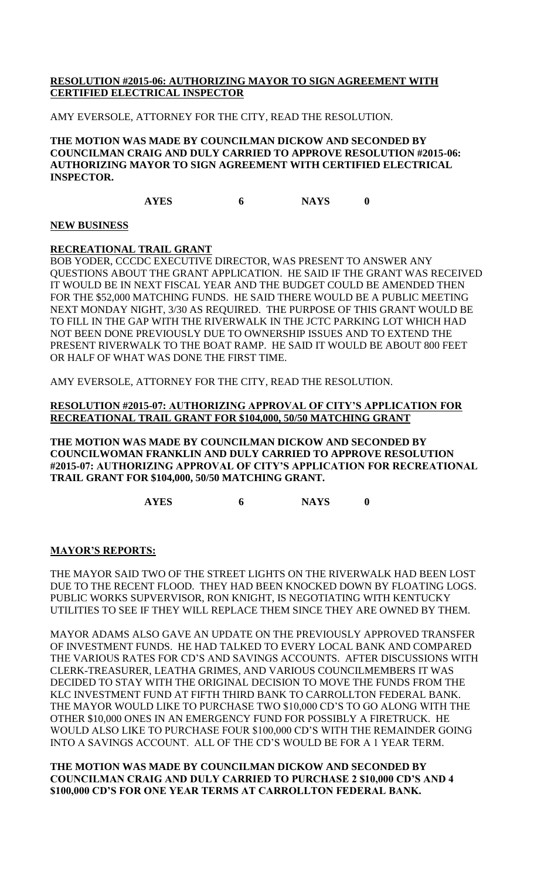**RESOLUTION #2015-06: AUTHORIZING MAYOR TO SIGN AGREEMENT WITH CERTIFIED ELECTRICAL INSPECTOR**

AMY EVERSOLE, ATTORNEY FOR THE CITY, READ THE RESOLUTION.

**THE MOTION WAS MADE BY COUNCILMAN DICKOW AND SECONDED BY COUNCILMAN CRAIG AND DULY CARRIED TO APPROVE RESOLUTION #2015-06: AUTHORIZING MAYOR TO SIGN AGREEMENT WITH CERTIFIED ELECTRICAL INSPECTOR.**

**AYES 6 NAYS 0**

**NEW BUSINESS**

**RECREATIONAL TRAIL GRANT**

BOB YODER, CCCDC EXECUTIVE DIRECTOR, WAS PRESENT TO ANSWER ANY QUESTIONS ABOUT THE GRANT APPLICATION. HE SAID IF THE GRANT WAS RECEIVED IT WOULD BE IN NEXT FISCAL YEAR AND THE BUDGET COULD BE AMENDED THEN FOR THE $52,000 MATCHING FUNDS. HE SAID THERE WOULD BE A PUBLIC MEETING NEXT MONDAY NIGHT, 3/30 AS REQUIRED. THE PURPOSE OF THIS GRANT WOULD BE TO FILL IN THE GAP WITH THE RIVERWALK IN THE JCTC PARKING LOT WHICH HAD NOT BEEN DONE PREVIOUSLY DUE TO OWNERSHIP ISSUES AND TO EXTEND THE PRESENT RIVERWALK TO THE BOAT RAMP. HE SAID IT WOULD BE ABOUT 800 FEET OR HALF OF WHAT WAS DONE THE FIRST TIME.

AMY EVERSOLE, ATTORNEY FOR THE CITY, READ THE RESOLUTION.

**RESOLUTION #2015-07: AUTHORIZING APPROVAL OF CITY'S APPLICATION FOR RECREATIONAL TRAIL GRANT FOR $104,000, 50/50 MATCHING GRANT**

**THE MOTION WAS MADE BY COUNCILMAN DICKOW AND SECONDED BY COUNCILWOMAN FRANKLIN AND DULY CARRIED TO APPROVE RESOLUTION #2015-07: AUTHORIZING APPROVAL OF CITY'S APPLICATION FOR RECREATIONAL TRAIL GRANT FOR $104,000, 50/50 MATCHING GRANT.**

**AYES 6 NAYS 0**

**MAYOR'S REPORTS:**

THE MAYOR SAID TWO OF THE STREET LIGHTS ON THE RIVERWALK HAD BEEN LOST DUE TO THE RECENT FLOOD. THEY HAD BEEN KNOCKED DOWN BY FLOATING LOGS. PUBLIC WORKS SUPVERVISOR, RON KNIGHT, IS NEGOTIATING WITH KENTUCKY UTILITIES TO SEE IF THEY WILL REPLACE THEM SINCE THEY ARE OWNED BY THEM.

MAYOR ADAMS ALSO GAVE AN UPDATE ON THE PREVIOUSLY APPROVED TRANSFER OF INVESTMENT FUNDS. HE HAD TALKED TO EVERY LOCAL BANK AND COMPARED THE VARIOUS RATES FOR CD'S AND SAVINGS ACCOUNTS. AFTER DISCUSSIONS WITH CLERK-TREASURER, LEATHA GRIMES, AND VARIOUS COUNCILMEMBERS IT WAS DECIDED TO STAY WITH THE ORIGINAL DECISION TO MOVE THE FUNDS FROM THE KLC INVESTMENT FUND AT FIFTH THIRD BANK TO CARROLLTON FEDERAL BANK. THE MAYOR WOULD LIKE TO PURCHASE TWO $10,000 CD'S TO GO ALONG WITH THE OTHER $10,000 ONES IN AN EMERGENCY FUND FOR POSSIBLY A FIRETRUCK. HE WOULD ALSO LIKE TO PURCHASE FOUR $100,000 CD'S WITH THE REMAINDER GOING INTO A SAVINGS ACCOUNT. ALL OF THE CD'S WOULD BE FOR A 1 YEAR TERM.

**THE MOTION WAS MADE BY COUNCILMAN DICKOW AND SECONDED BY COUNCILMAN CRAIG AND DULY CARRIED TO PURCHASE 2 $10,000 CD'S AND 4 $100,000 CD'S FOR ONE YEAR TERMS AT CARROLLTON FEDERAL BANK.**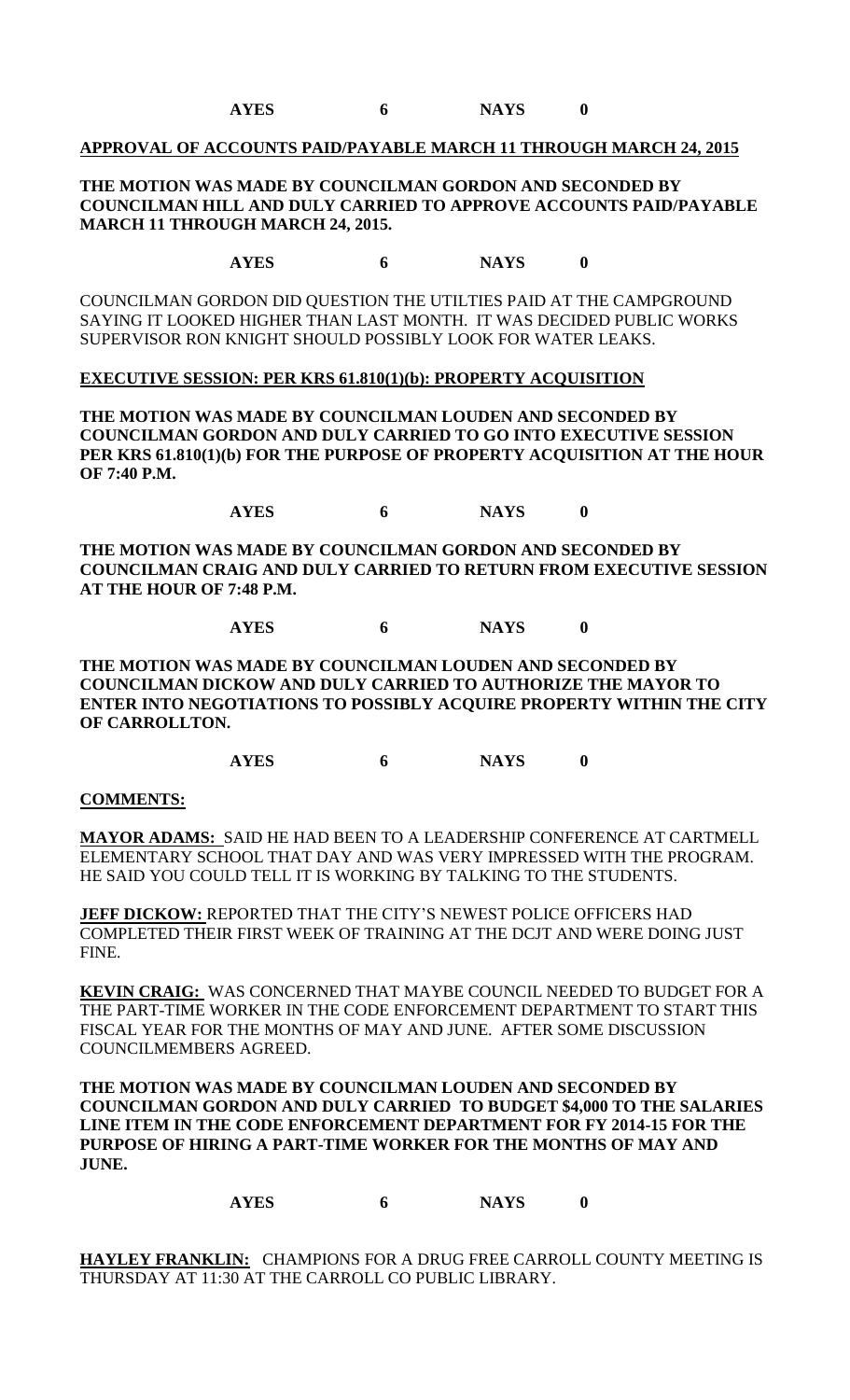**AYES 6 NAYS 0**

**APPROVAL OF ACCOUNTS PAID/PAYABLE MARCH 11 THROUGH MARCH 24, 2015**

**THE MOTION WAS MADE BY COUNCILMAN GORDON AND SECONDED BY COUNCILMAN HILL AND DULY CARRIED TO APPROVE ACCOUNTS PAID/PAYABLE MARCH 11 THROUGH MARCH 24, 2015.**

**AYES 6 NAYS 0**

COUNCILMAN GORDON DID QUESTION THE UTILTIES PAID AT THE CAMPGROUND SAYING IT LOOKED HIGHER THAN LAST MONTH. IT WAS DECIDED PUBLIC WORKS SUPERVISOR RON KNIGHT SHOULD POSSIBLY LOOK FOR WATER LEAKS.

**EXECUTIVE SESSION: PER KRS 61.810(1)(b): PROPERTY ACQUISITION**

**THE MOTION WAS MADE BY COUNCILMAN LOUDEN AND SECONDED BY COUNCILMAN GORDON AND DULY CARRIED TO GO INTO EXECUTIVE SESSION PER KRS 61.810(1)(b) FOR THE PURPOSE OF PROPERTY ACQUISITION AT THE HOUR OF 7:40 P.M.**

**AYES 6 NAYS 0**

**THE MOTION WAS MADE BY COUNCILMAN GORDON AND SECONDED BY COUNCILMAN CRAIG AND DULY CARRIED TO RETURN FROM EXECUTIVE SESSION AT THE HOUR OF 7:48 P.M.**

**AYES 6 NAYS 0**

**THE MOTION WAS MADE BY COUNCILMAN LOUDEN AND SECONDED BY COUNCILMAN DICKOW AND DULY CARRIED TO AUTHORIZE THE MAYOR TO ENTER INTO NEGOTIATIONS TO POSSIBLY ACQUIRE PROPERTY WITHIN THE CITY OF CARROLLTON.**

**AYES 6 NAYS 0**

**COMMENTS:**

**MAYOR ADAMS:** SAID HE HAD BEEN TO A LEADERSHIP CONFERENCE AT CARTMELL ELEMENTARY SCHOOL THAT DAY AND WAS VERY IMPRESSED WITH THE PROGRAM. HE SAID YOU COULD TELL IT IS WORKING BY TALKING TO THE STUDENTS.

**JEFF DICKOW:** REPORTED THAT THE CITY'S NEWEST POLICE OFFICERS HAD COMPLETED THEIR FIRST WEEK OF TRAINING AT THE DCJT AND WERE DOING JUST FINE.

**KEVIN CRAIG:** WAS CONCERNED THAT MAYBE COUNCIL NEEDED TO BUDGET FOR A THE PART-TIME WORKER IN THE CODE ENFORCEMENT DEPARTMENT TO START THIS FISCAL YEAR FOR THE MONTHS OF MAY AND JUNE. AFTER SOME DISCUSSION COUNCILMEMBERS AGREED.

**THE MOTION WAS MADE BY COUNCILMAN LOUDEN AND SECONDED BY COUNCILMAN GORDON AND DULY CARRIED TO BUDGET $4,000 TO THE SALARIES LINE ITEM IN THE CODE ENFORCEMENT DEPARTMENT FOR FY 2014-15 FOR THE PURPOSE OF HIRING A PART-TIME WORKER FOR THE MONTHS OF MAY AND JUNE.**

**AYES 6 NAYS 0**

**HAYLEY FRANKLIN:** CHAMPIONS FOR A DRUG FREE CARROLL COUNTY MEETING IS THURSDAY AT 11:30 AT THE CARROLL CO PUBLIC LIBRARY.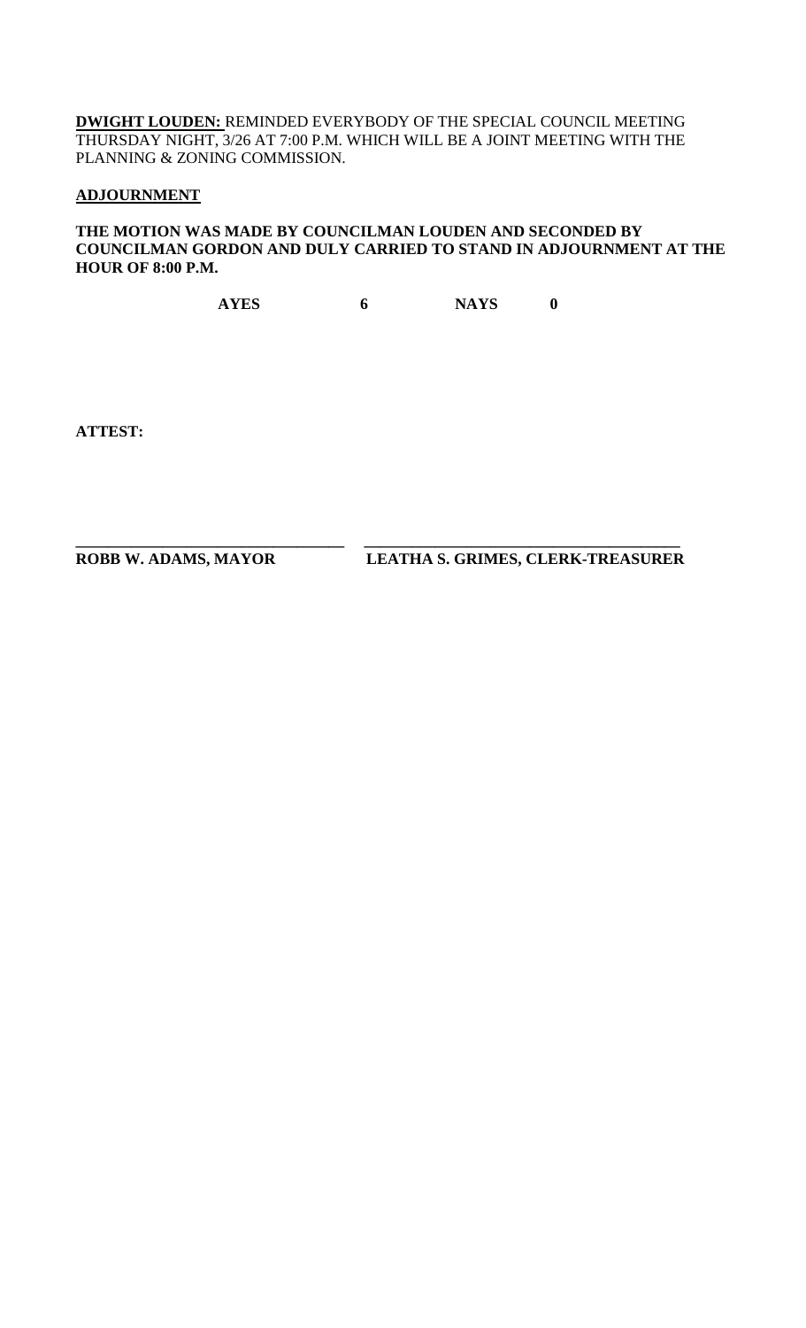**DWIGHT LOUDEN:** REMINDED EVERYBODY OF THE SPECIAL COUNCIL MEETING THURSDAY NIGHT, 3/26 AT 7:00 P.M. WHICH WILL BE A JOINT MEETING WITH THE PLANNING & ZONING COMMISSION.

**ADJOURNMENT**

**THE MOTION WAS MADE BY COUNCILMAN LOUDEN AND SECONDED BY COUNCILMAN GORDON AND DULY CARRIED TO STAND IN ADJOURNMENT AT THE HOUR OF 8:00 P.M.**

**AYES 6 NAYS 0**

**ATTEST:**

\_\_\_\_\_\_\_\_\_\_\_\_\_\_\_\_\_\_\_\_\_\_\_\_\_\_\_\_\_\_\_\_ \_\_\_\_\_\_\_\_\_\_\_\_\_\_\_\_\_\_\_\_\_\_\_\_\_\_\_\_\_\_\_\_\_\_\_\_\_\_

**ROBB W. ADAMS, MAYOR LEATHA S. GRIMES, CLERK-TREASURER**